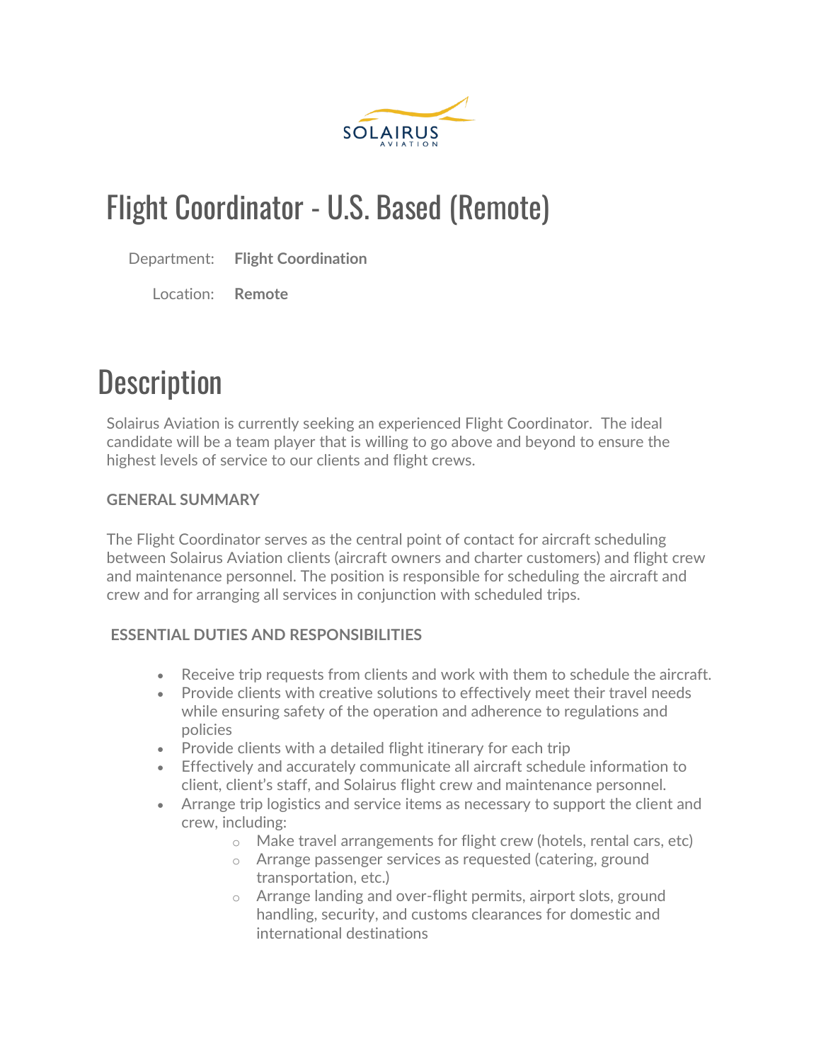SOLAIRUS AVIATION

# Flight Coordinator - U.S. Based (Remote)

Department: **Flight Coordination**

Location: **Remote**

# Description

Solairus Aviation is currently seeking an experienced Flight Coordinator.  The ideal candidate will be a team player that is willing to go above and beyond to ensure the highest levels of service to our clients and flight crews.

**GENERAL SUMMARY**

The Flight Coordinator serves as the central point of contact for aircraft scheduling between Solairus Aviation clients (aircraft owners and charter customers) and flight crew and maintenance personnel. The position is responsible for scheduling the aircraft and crew and for arranging all services in conjunction with scheduled trips.

**ESSENTIAL DUTIES AND RESPONSIBILITIES**

- Receive trip requests from clients and work with them to schedule the aircraft.
- Provide clients with creative solutions to effectively meet their travel needs while ensuring safety of the operation and adherence to regulations and policies
- Provide clients with a detailed flight itinerary for each trip
- Effectively and accurately communicate all aircraft schedule information to client, client's staff, and Solairus flight crew and maintenance personnel.
- Arrange trip logistics and service items as necessary to support the client and crew, including:
    - Make travel arrangements for flight crew (hotels, rental cars, etc)
    - Arrange passenger services as requested (catering, ground transportation, etc.)
    - Arrange landing and over-flight permits, airport slots, ground handling, security, and customs clearances for domestic and international destinations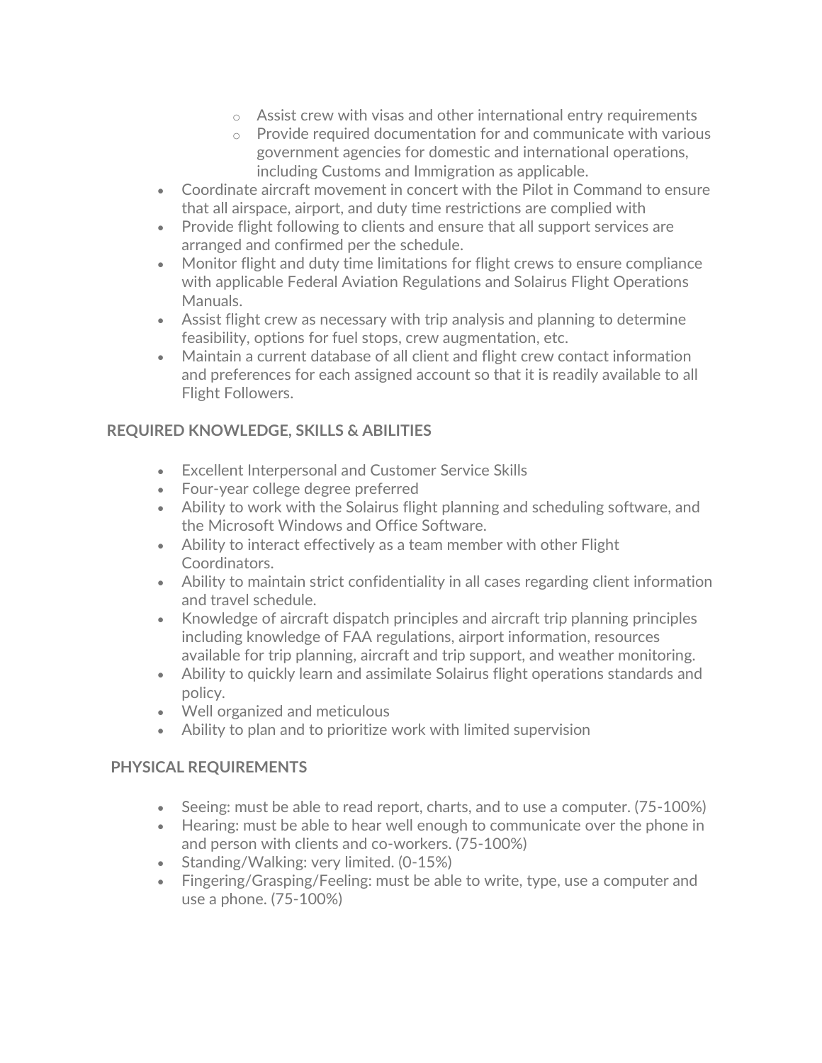- Assist crew with visas and other international entry requirements
    - Provide required documentation for and communicate with various government agencies for domestic and international operations, including Customs and Immigration as applicable.
- Coordinate aircraft movement in concert with the Pilot in Command to ensure that all airspace, airport, and duty time restrictions are complied with
- Provide flight following to clients and ensure that all support services are arranged and confirmed per the schedule.
- Monitor flight and duty time limitations for flight crews to ensure compliance with applicable Federal Aviation Regulations and Solairus Flight Operations Manuals.
- Assist flight crew as necessary with trip analysis and planning to determine feasibility, options for fuel stops, crew augmentation, etc.
- Maintain a current database of all client and flight crew contact information and preferences for each assigned account so that it is readily available to all Flight Followers.

## REQUIRED KNOWLEDGE, SKILLS & ABILITIES

- Excellent Interpersonal and Customer Service Skills
- Four-year college degree preferred
- Ability to work with the Solairus flight planning and scheduling software, and the Microsoft Windows and Office Software.
- Ability to interact effectively as a team member with other Flight Coordinators.
- Ability to maintain strict confidentiality in all cases regarding client information and travel schedule.
- Knowledge of aircraft dispatch principles and aircraft trip planning principles including knowledge of FAA regulations, airport information, resources available for trip planning, aircraft and trip support, and weather monitoring.
- Ability to quickly learn and assimilate Solairus flight operations standards and policy.
- Well organized and meticulous
- Ability to plan and to prioritize work with limited supervision

## PHYSICAL REQUIREMENTS

- Seeing: must be able to read report, charts, and to use a computer. (75-100%)
- Hearing: must be able to hear well enough to communicate over the phone in and person with clients and co-workers. (75-100%)
- Standing/Walking: very limited. (0-15%)
- Fingering/Grasping/Feeling: must be able to write, type, use a computer and use a phone. (75-100%)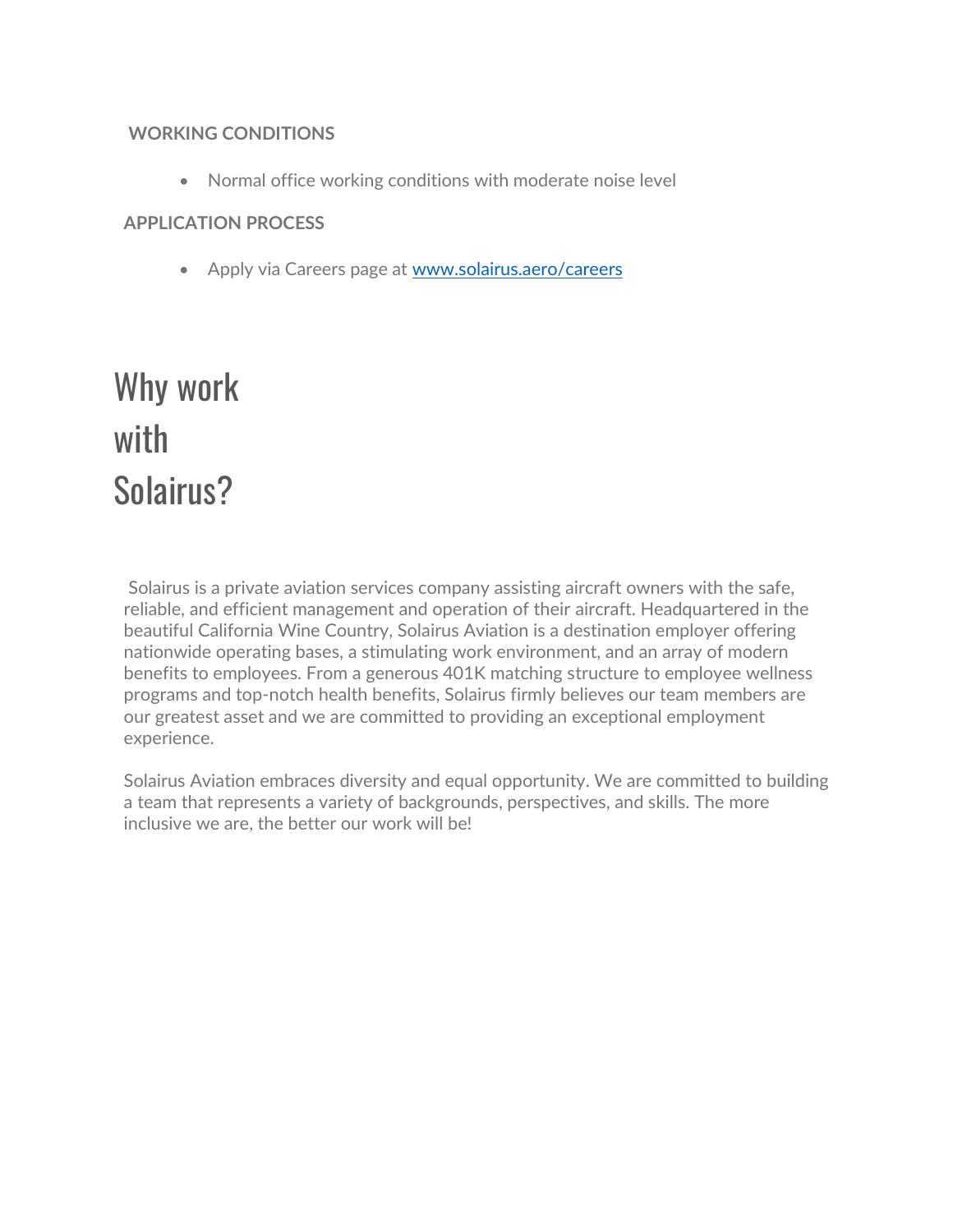**WORKING CONDITIONS**

- Normal office working conditions with moderate noise level

**APPLICATION PROCESS**

- Apply via Careers page at [www.solairus.aero/careers](http://www.solairus.aero/careers)

# Why work with Solairus?

Solairus is a private aviation services company assisting aircraft owners with the safe, reliable, and efficient management and operation of their aircraft. Headquartered in the beautiful California Wine Country, Solairus Aviation is a destination employer offering nationwide operating bases, a stimulating work environment, and an array of modern benefits to employees. From a generous 401K matching structure to employee wellness programs and top-notch health benefits, Solairus firmly believes our team members are our greatest asset and we are committed to providing an exceptional employment experience.

Solairus Aviation embraces diversity and equal opportunity. We are committed to building a team that represents a variety of backgrounds, perspectives, and skills. The more inclusive we are, the better our work will be!